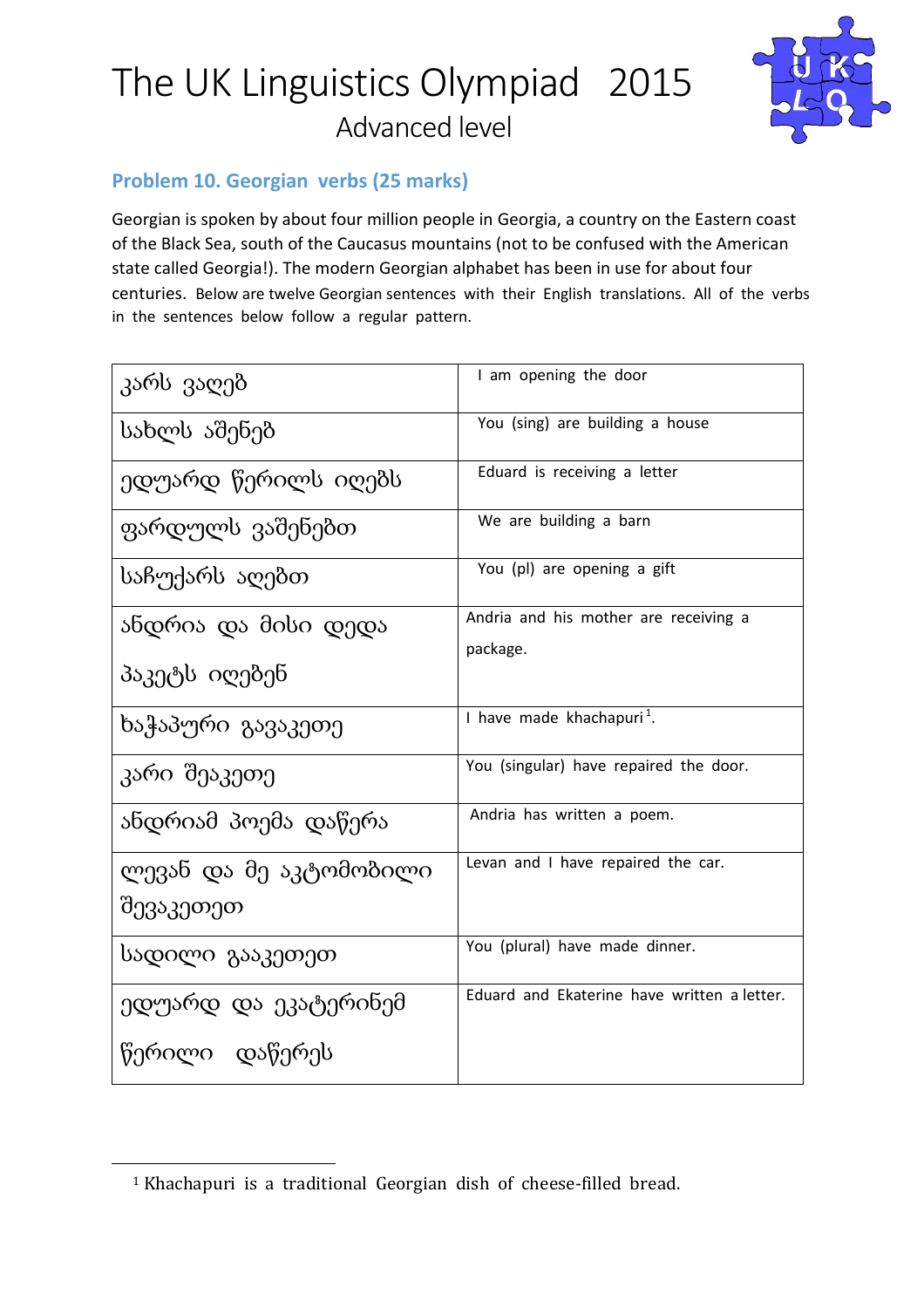# The UK Linguistics Olympiad 2015

## Advanced level

### Problem 10. Georgian verbs (25 marks)

Georgian is spoken by about four million people in Georgia, a country on the Eastern coast of the Black Sea, south of the Caucasus mountains (not to be confused with the American state called Georgia!). The modern Georgian alphabet has been in use for about four centuries. Below are twelve Georgian sentences with their English translations. All of the verbs in the sentences below follow a regular pattern.

| | |
|---|---|
| კარს ვაღებ | I am opening the door |
| სახლს აშენებ | You (sing) are building a house |
| ედუარდ წერილს იღებს | Eduard is receiving a letter |
| ფარდულს ვაშენებთ | We are building a barn |
| საჩუქარს აღებთ | You (pl) are opening a gift |
| ანდრია და მისი დედა პაკეტს იღებენ | Andria and his mother are receiving a package. |
| ხაჭაპური გავაკეთე | I have made khachapuri[1]. |
| კარი შეაკეთე | You (singular) have repaired the door. |
| ანდრიამ პოემა დაწერა | Andria has written a poem. |
| ლევან და მე აკტომობილი შევაკეთეთ | Levan and I have repaired the car. |
| სადილი გააკეთეთ | You (plural) have made dinner. |
| ედუარდ და ეკატერინემ წერილი დაწერეს | Eduard and Ekaterine have written a letter. |

[1] Khachapuri is a traditional Georgian dish of cheese-filled bread.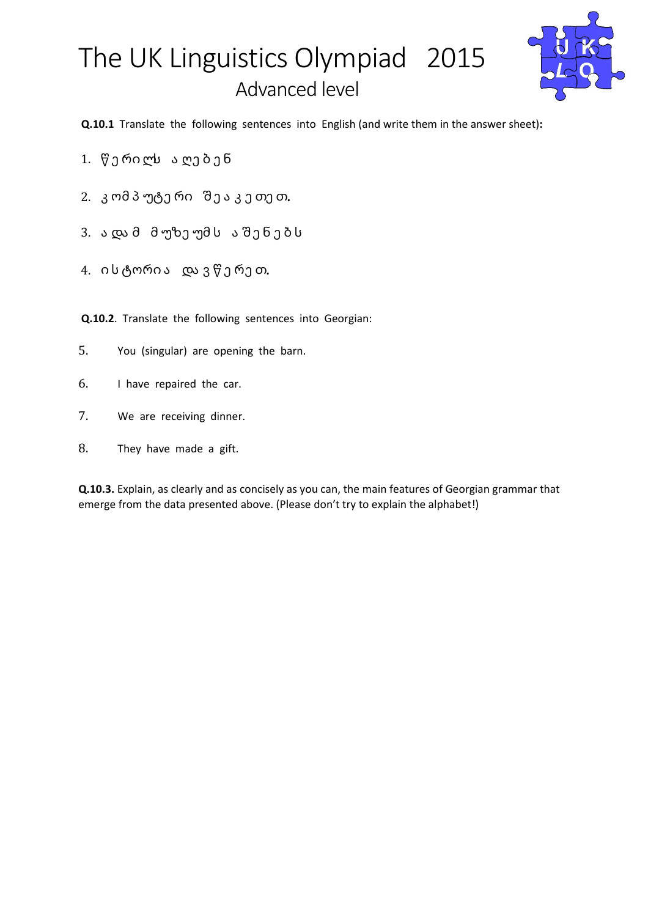# The UK Linguistics Olympiad 2015

## Advanced level

**Q.10.1** Translate the following sentences into English (and write them in the answer sheet)**:**

1. წერილს აღებენ
2. კომპიუტერი შეაკეთეთ.
3. ადამ მუზეუმს აშენებს
4. ისტორია დაწერეთ.

**Q.10.2**. Translate the following sentences into Georgian:

5. You (singular) are opening the barn.
6. I have repaired the car.
7. We are receiving dinner.
8. They have made a gift.

**Q.10.3.** Explain, as clearly and as concisely as you can, the main features of Georgian grammar that emerge from the data presented above. (Please don't try to explain the alphabet!)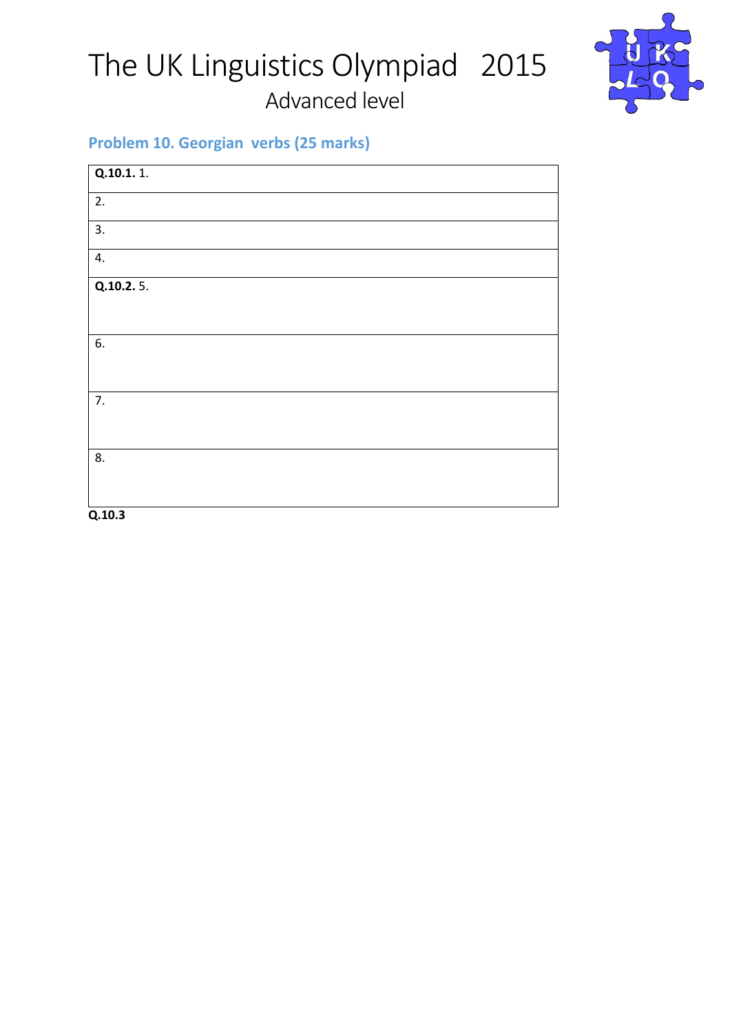# The UK Linguistics Olympiad 2015

## Advanced level

### Problem 10. Georgian verbs (25 marks)

| **Q.10.1.** 1. |
|---|
| 2. |
| 3. |
| 4. |
| **Q.10.2.** 5. |
| 6. |
| 7. |
| 8. |

**Q.10.3**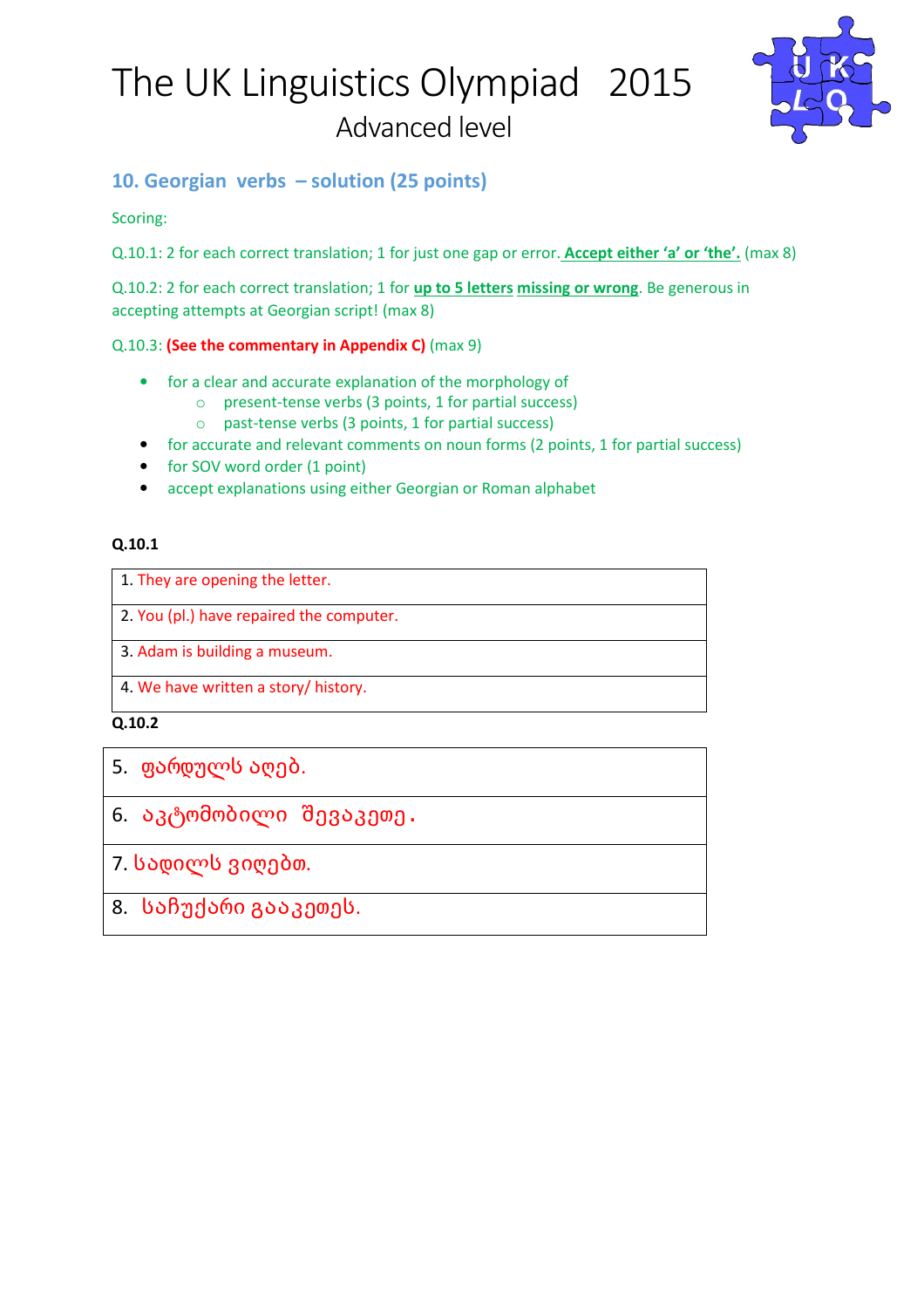# The UK Linguistics Olympiad 2015
## Advanced level

### 10. Georgian verbs – solution (25 points)

Scoring:

Q.10.1: 2 for each correct translation; 1 for just one gap or error. **Accept either 'a' or 'the'.** (max 8)

Q.10.2: 2 for each correct translation; 1 for **up to 5 letters missing or wrong**. Be generous in accepting attempts at Georgian script! (max 8)

Q.10.3: **(See the commentary in Appendix C)** (max 9)

- for a clear and accurate explanation of the morphology of
  - present-tense verbs (3 points, 1 for partial success)
  - past-tense verbs (3 points, 1 for partial success)
- for accurate and relevant comments on noun forms (2 points, 1 for partial success)
- for SOV word order (1 point)
- accept explanations using either Georgian or Roman alphabet

**Q.10.1**

| |
|---|
| 1. They are opening the letter. |
| 2. You (pl.) have repaired the computer. |
| 3. Adam is building a museum. |
| 4. We have written a story/ history. |

**Q.10.2**

| |
|---|
| 5. ფარდულს აღებ. |
| 6. ავტომობილი შევაკეთე. |
| 7. სადილს ვიღებთ. |
| 8. საჩუქარი გააკეთეს. |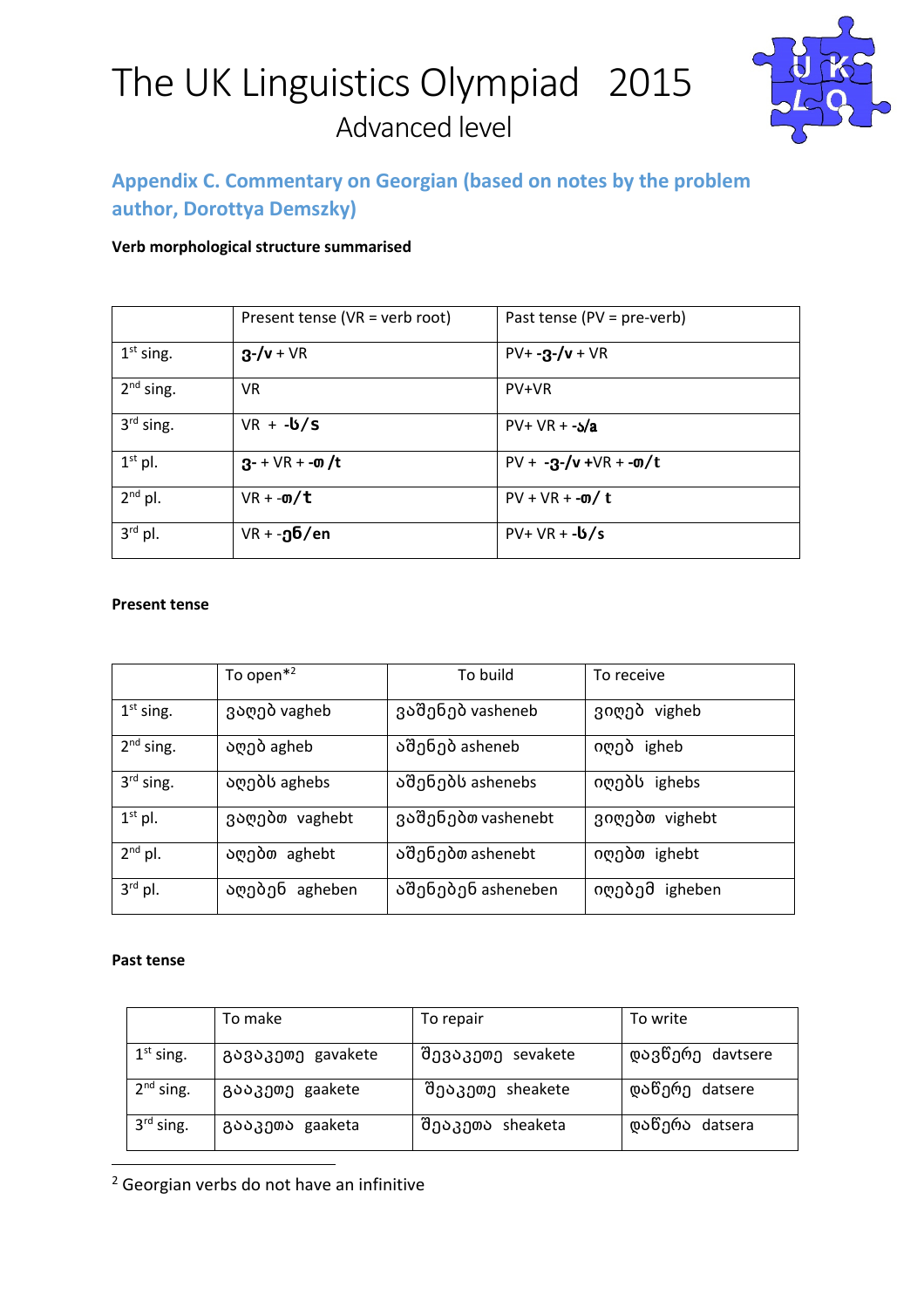# The UK Linguistics Olympiad 2015

## Advanced level

### Appendix C. Commentary on Georgian (based on notes by the problem author, Dorottya Demszky)

**Verb morphological structure summarised**

| | Present tense (VR = verb root) | Past tense (PV = pre-verb) |
|---|---|---|
| 1st sing. | **ვ-/v** + VR | PV+ **-ვ-/v** + VR |
| 2nd sing. | VR | PV+VR |
| 3rd sing. | VR + **-ს/s** | PV+ VR + **-ა/a** |
| 1st pl. | **ვ-** + VR + **-თ /t** | PV + **-ვ-/v** +VR + **-თ/t** |
| 2nd pl. | VR + **-თ/t** | PV + VR + **-თ/ t** |
| 3rd pl. | VR + **-ენ/en** | PV+ VR + **-ს/s** |

**Present tense**

| | To open*[2] | To build | To receive |
|---|---|---|---|
| 1st sing. | ვაღებ vagheb | ვაშენებ vasheneb | ვიღებ vigheb |
| 2nd sing. | აღებ agheb | აშენებ asheneb | იღებ igheb |
| 3rd sing. | აღებს aghebs | აშენებს ashenebs | იღებს ighebs |
| 1st pl. | ვაღებთ vaghebt | ვაშენებთ vashenebt | ვიღებთ vighebt |
| 2nd pl. | აღებთ aghebt | აშენებთ ashenebt | იღებთ ighebt |
| 3rd pl. | აღებენ agheben | აშენებენ asheneben | იღებემ igheben |

**Past tense**

| | To make | To repair | To write |
|---|---|---|---|
| 1st sing. | გავაკეთე gavakete | შევაკეთე sevakete | დავწერე davtsere |
| 2nd sing. | გააკეთე gaakete | შეაკეთე sheakete | დაწერე datsere |
| 3rd sing. | გააკეთა gaaketa | შეაკეთა sheaketa | დაწერა datsera |

[2] Georgian verbs do not have an infinitive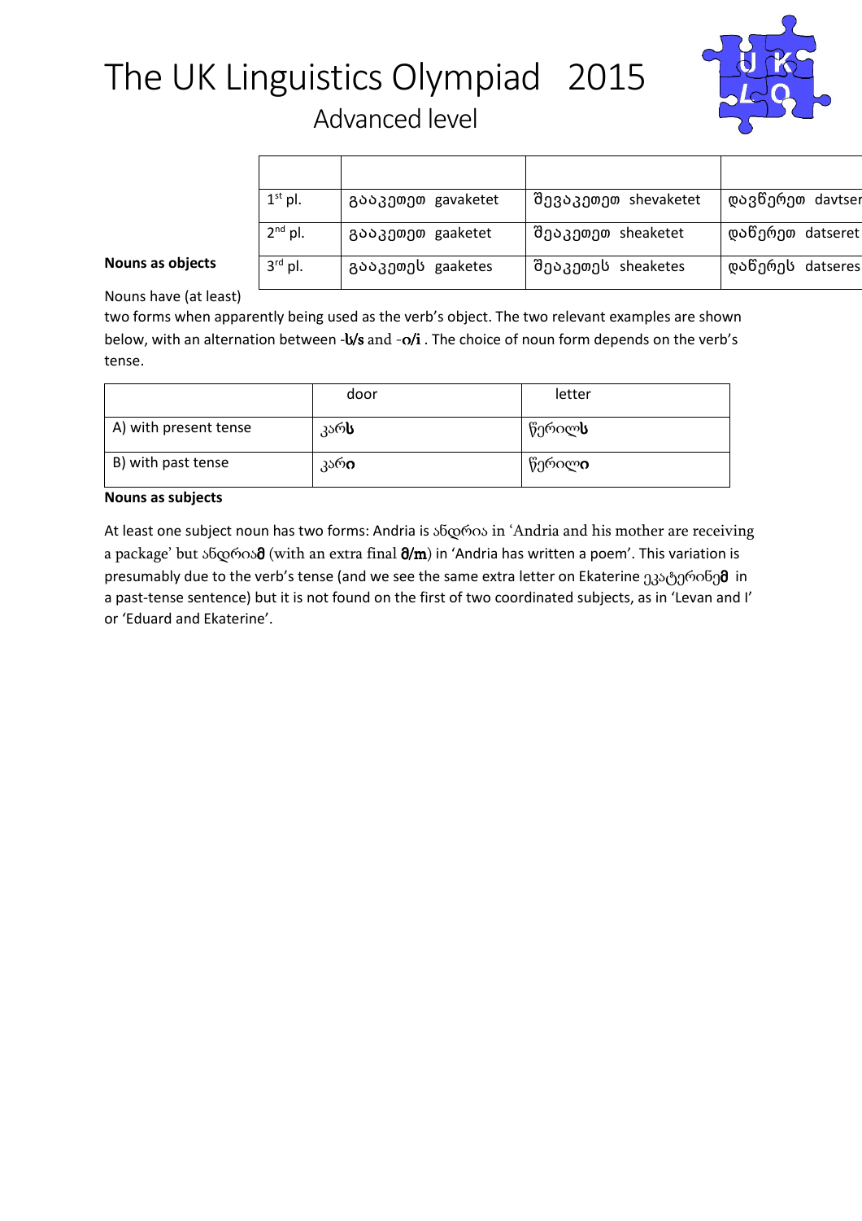# The UK Linguistics Olympiad 2015

## Advanced level

| | | | |
|---|---|---|---|
| 1[st] pl. | გავაკეთეთ gavaketet | შევაკეთეთ shevaketet | დავწერეთ davtser |
| 2[nd] pl. | გააკეთეთ gaaketet | შეაკეთეთ sheaketet | დაწერეთ datseret |
| 3[rd] pl. | გააკეთეს gaaketes | შეაკეთეს sheaketes | დაწერეს datseres |

**Nouns as objects**

Nouns have (at least) two forms when apparently being used as the verb's object. The two relevant examples are shown below, with an alternation between -**ს/s** and -**ი/i** . The choice of noun form depends on the verb's tense.

| | door | letter |
|---|---|---|
| A) with present tense | კარ**ს** | წერილ**ს** |
| B) with past tense | კარ**ი** | წერილ**ი** |

**Nouns as subjects**

At least one subject noun has two forms: Andria is ანდრია in 'Andria and his mother are receiving a package' but ანდრია**მ** (with an extra final **მ/m**) in 'Andria has written a poem'. This variation is presumably due to the verb's tense (and we see the same extra letter on Ekaterine ეკატერინე**მ** in a past-tense sentence) but it is not found on the first of two coordinated subjects, as in 'Levan and I' or 'Eduard and Ekaterine'.